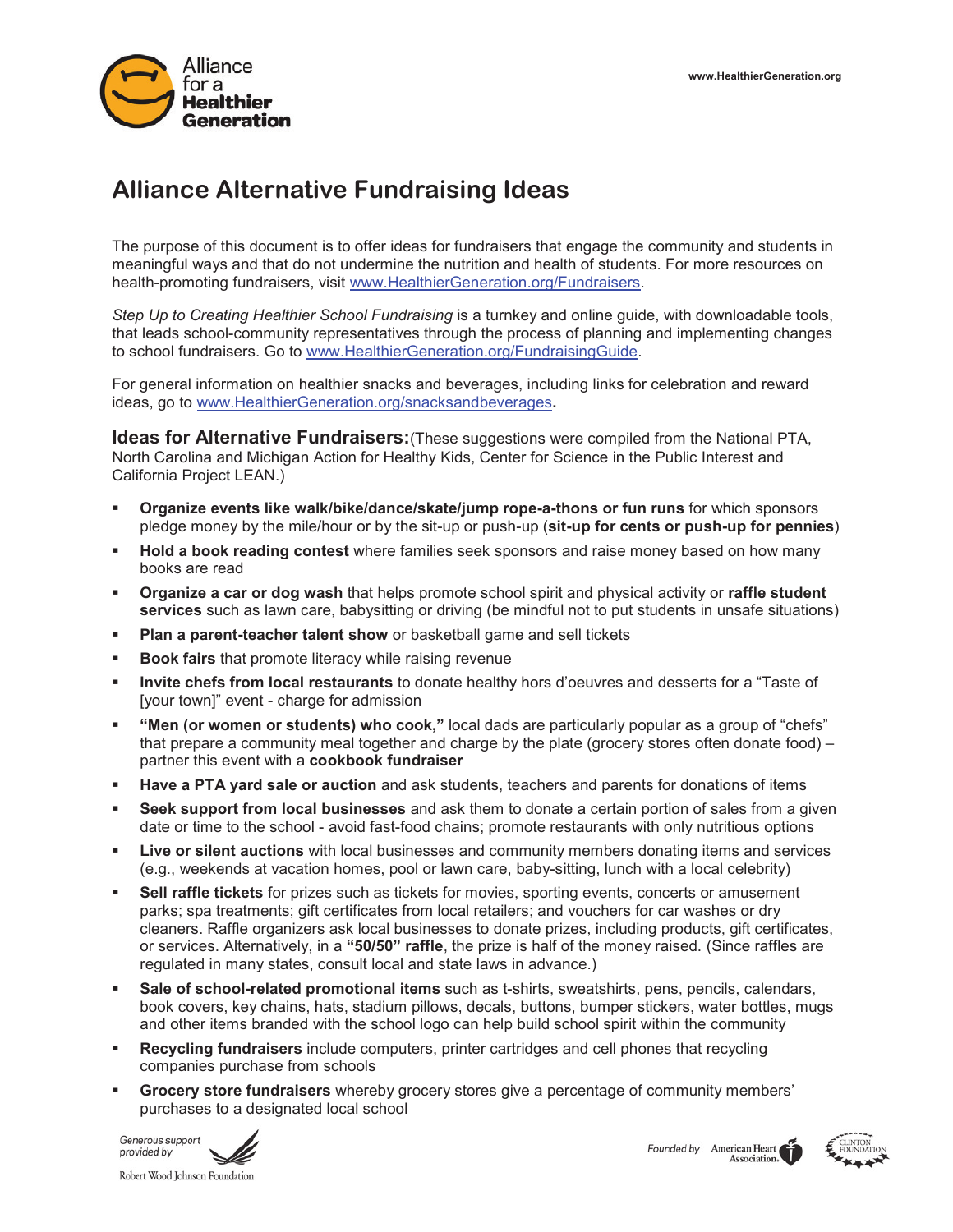# Alliance Alternative Fundraising Ideas

The purpose of this document is to offer ideas for fundraisers that engage the community and students in meaningful ways and that do not undermine the nutrition and health of students. For more resources on health-promoting fundraisers, visit www.HealthierGeneration.org/Fundraisers.

*Step Up to Creating Healthier School Fundraising* is a turnkey and online guide, with downloadable tools, that leads school-community representatives through the process of planning and implementing changes to school fundraisers. Go to www.HealthierGeneration.org/FundraisingGuide.

For general information on healthier snacks and beverages, including links for celebration and reward ideas, go to www.HealthierGeneration.org/snacksandbeverages**.**

**Ideas for Alternative Fundraisers:** (These suggestions were compiled from the National PTA, North Carolina and Michigan Action for Healthy Kids, Center for Science in the Public Interest and California Project LEAN.)

- **Organize events like walk/bike/dance/skate/jump rope-a-thons or fun runs** for which sponsors pledge money by the mile/hour or by the sit-up or push-up (**sit-up for cents or push-up for pennies**)
- **Hold a book reading contest** where families seek sponsors and raise money based on how many books are read
- **Organize a car or dog wash** that helps promote school spirit and physical activity or **raffle student services** such as lawn care, babysitting or driving (be mindful not to put students in unsafe situations)
- **Plan a parent-teacher talent show** or basketball game and sell tickets
- **Book fairs** that promote literacy while raising revenue
- **Invite chefs from local restaurants** to donate healthy hors d'oeuvres and desserts for a "Taste of [your town]" event - charge for admission
- **"Men (or women or students) who cook,"** local dads are particularly popular as a group of "chefs" that prepare a community meal together and charge by the plate (grocery stores often donate food) – partner this event with a **cookbook fundraiser**
- **Have a PTA yard sale or auction** and ask students, teachers and parents for donations of items
- **Seek support from local businesses** and ask them to donate a certain portion of sales from a given date or time to the school - avoid fast-food chains; promote restaurants with only nutritious options
- **Live or silent auctions** with local businesses and community members donating items and services (e.g., weekends at vacation homes, pool or lawn care, baby-sitting, lunch with a local celebrity)
- **Sell raffle tickets** for prizes such as tickets for movies, sporting events, concerts or amusement parks; spa treatments; gift certificates from local retailers; and vouchers for car washes or dry cleaners. Raffle organizers ask local businesses to donate prizes, including products, gift certificates, or services. Alternatively, in a **"50/50" raffle**, the prize is half of the money raised. (Since raffles are regulated in many states, consult local and state laws in advance.)
- **Sale of school-related promotional items** such as t-shirts, sweatshirts, pens, pencils, calendars, book covers, key chains, hats, stadium pillows, decals, buttons, bumper stickers, water bottles, mugs and other items branded with the school logo can help build school spirit within the community
- **Recycling fundraisers** include computers, printer cartridges and cell phones that recycling companies purchase from schools
- **Grocery store fundraisers** whereby grocery stores give a percentage of community members' purchases to a designated local school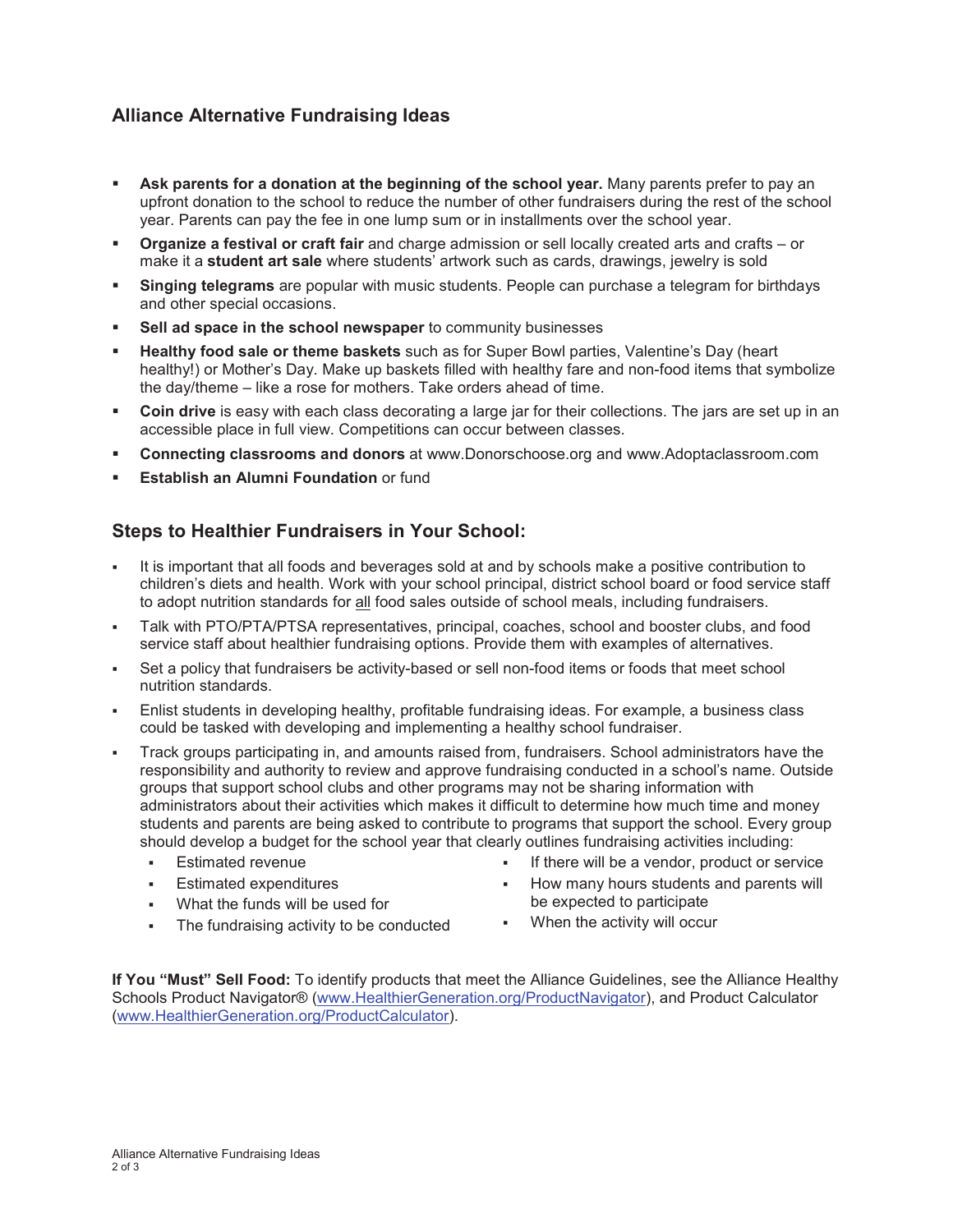## Alliance Alternative Fundraising Ideas

- **Ask parents for a donation at the beginning of the school year.** Many parents prefer to pay an upfront donation to the school to reduce the number of other fundraisers during the rest of the school year. Parents can pay the fee in one lump sum or in installments over the school year.
- **Organize a festival or craft fair** and charge admission or sell locally created arts and crafts – or make it a **student art sale** where students' artwork such as cards, drawings, jewelry is sold
- **Singing telegrams** are popular with music students. People can purchase a telegram for birthdays and other special occasions.
- **Sell ad space in the school newspaper** to community businesses
- **Healthy food sale or theme baskets** such as for Super Bowl parties, Valentine's Day (heart healthy!) or Mother's Day. Make up baskets filled with healthy fare and non-food items that symbolize the day/theme – like a rose for mothers. Take orders ahead of time.
- **Coin drive** is easy with each class decorating a large jar for their collections. The jars are set up in an accessible place in full view. Competitions can occur between classes.
- **Connecting classrooms and donors** at www.Donorschoose.org and www.Adoptaclassroom.com
- **Establish an Alumni Foundation** or fund

## Steps to Healthier Fundraisers in Your School:

- It is important that all foods and beverages sold at and by schools make a positive contribution to children's diets and health. Work with your school principal, district school board or food service staff to adopt nutrition standards for all food sales outside of school meals, including fundraisers.
- Talk with PTO/PTA/PTSA representatives, principal, coaches, school and booster clubs, and food service staff about healthier fundraising options. Provide them with examples of alternatives.
- Set a policy that fundraisers be activity-based or sell non-food items or foods that meet school nutrition standards.
- Enlist students in developing healthy, profitable fundraising ideas. For example, a business class could be tasked with developing and implementing a healthy school fundraiser.
- Track groups participating in, and amounts raised from, fundraisers. School administrators have the responsibility and authority to review and approve fundraising conducted in a school's name. Outside groups that support school clubs and other programs may not be sharing information with administrators about their activities which makes it difficult to determine how much time and money students and parents are being asked to contribute to programs that support the school. Every group should develop a budget for the school year that clearly outlines fundraising activities including:
  - Estimated revenue
  - Estimated expenditures
  - What the funds will be used for
  - The fundraising activity to be conducted
  - If there will be a vendor, product or service
  - How many hours students and parents will be expected to participate
  - When the activity will occur

**If You "Must" Sell Food:** To identify products that meet the Alliance Guidelines, see the Alliance Healthy Schools Product Navigator® (www.HealthierGeneration.org/ProductNavigator), and Product Calculator (www.HealthierGeneration.org/ProductCalculator).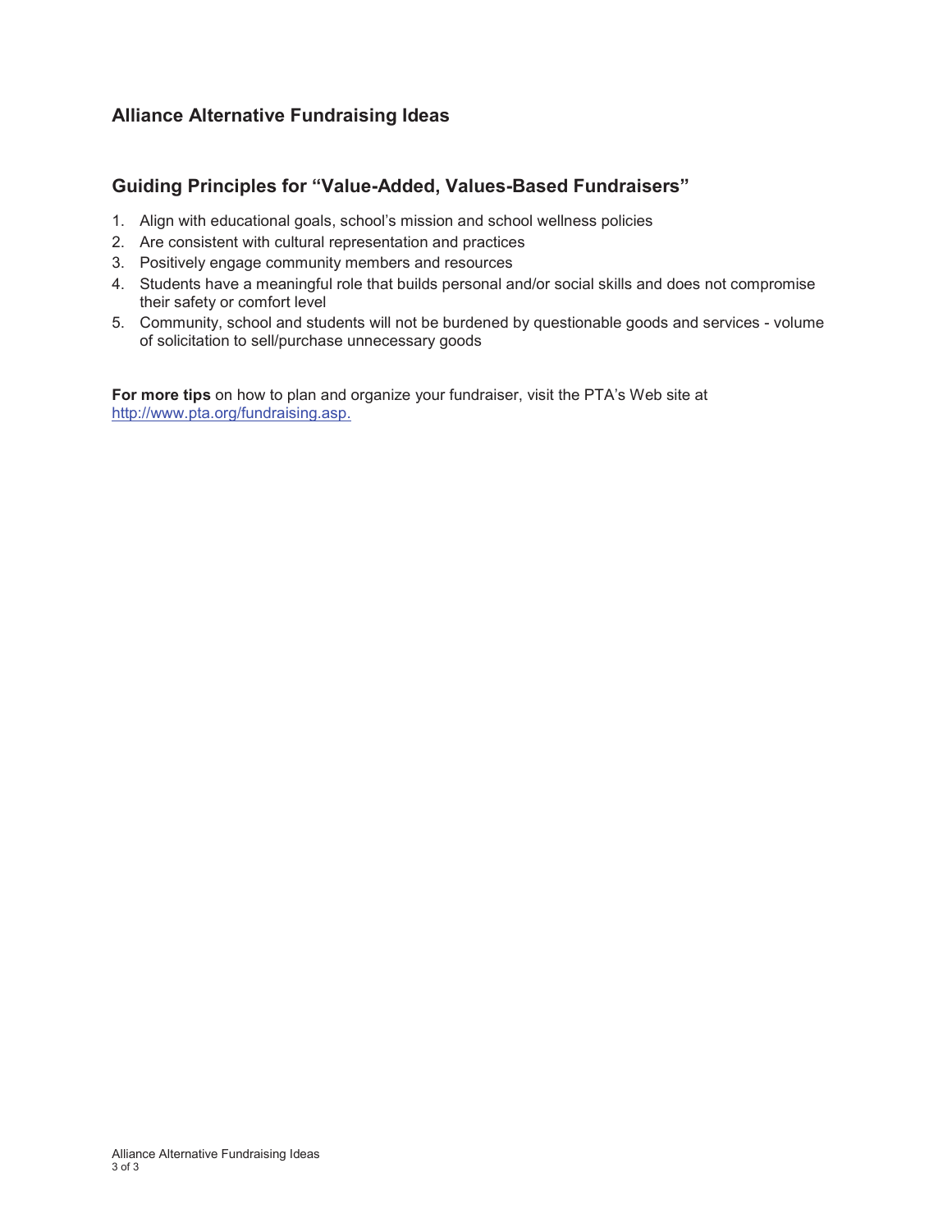## Alliance Alternative Fundraising Ideas

## Guiding Principles for "Value-Added, Values-Based Fundraisers"

1. Align with educational goals, school's mission and school wellness policies
2. Are consistent with cultural representation and practices
3. Positively engage community members and resources
4. Students have a meaningful role that builds personal and/or social skills and does not compromise their safety or comfort level
5. Community, school and students will not be burdened by questionable goods and services - volume of solicitation to sell/purchase unnecessary goods

**For more tips** on how to plan and organize your fundraiser, visit the PTA's Web site at http://www.pta.org/fundraising.asp.